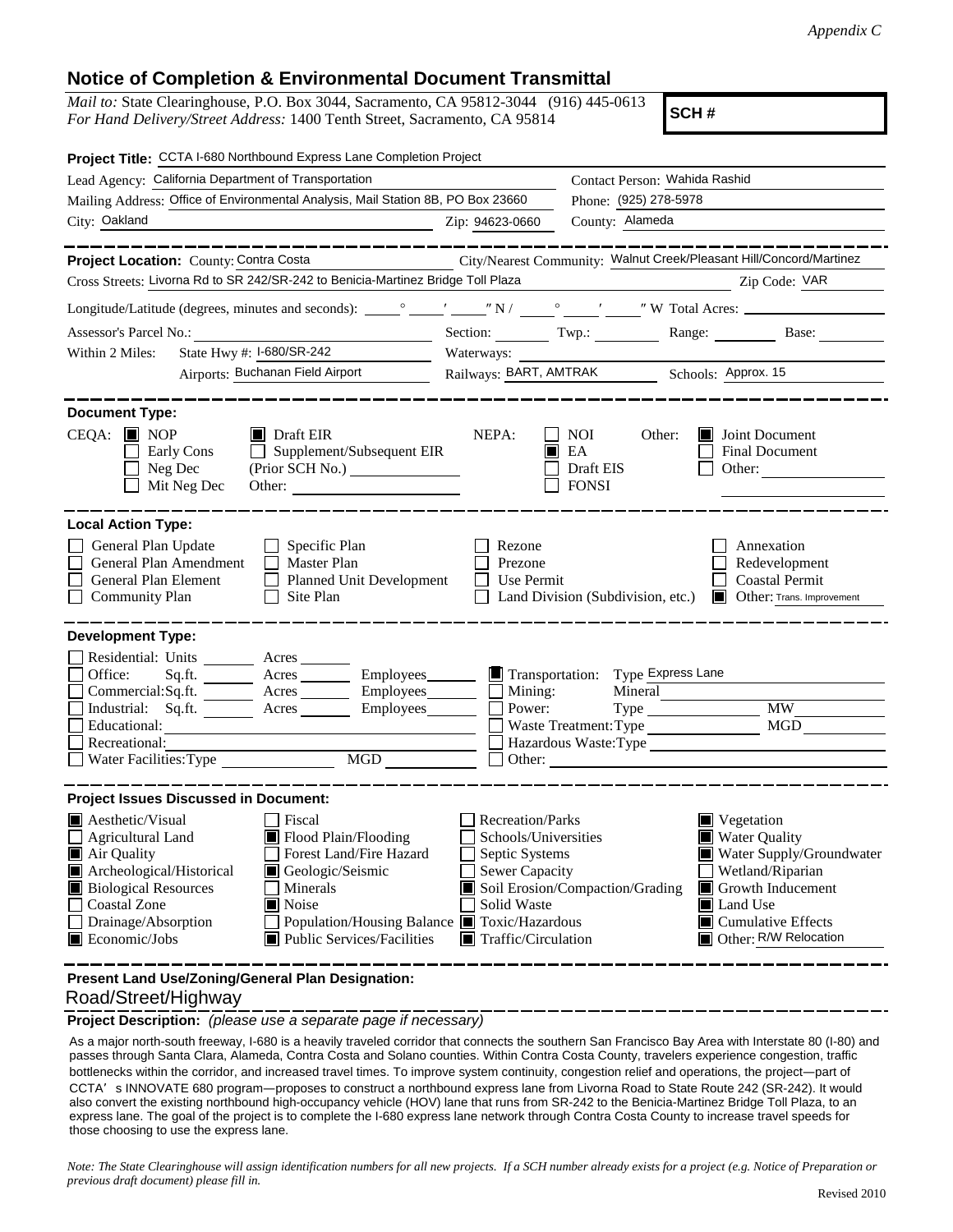*Appendix C*

## Notice of Completion & Environmental Document Transmittal

*Mail to:* State Clearinghouse, P.O. Box 3044, Sacramento, CA 95812-3044 (916) 445-0613
*For Hand Delivery/Street Address:* 1400 Tenth Street, Sacramento, CA 95814

**SCH #**

**Project Title:** CCTA I-680 Northbound Express Lane Completion Project

Lead Agency: California Department of Transportation
Contact Person: Wahida Rashid
Mailing Address: Office of Environmental Analysis, Mail Station 8B, PO Box 23660
Phone: (925) 278-5978
City: Oakland
Zip: 94623-0660
County: Alameda

---

**Project Location:** County: Contra Costa
City/Nearest Community: Walnut Creek/Pleasant Hill/Concord/Martinez
Cross Streets: Livorna Rd to SR 242/SR-242 to Benicia-Martinez Bridge Toll Plaza
Zip Code: VAR

Longitude/Latitude (degrees, minutes and seconds): ____° ____′ ____″ N / ____° ____′ ____″ W Total Acres: ____

Assessor's Parcel No.: ____ Section: ____ Twp.: ____ Range: ____ Base: ____

Within 2 Miles: State Hwy #: I-680/SR-242 Waterways: ____
Airports: Buchanan Field Airport Railways: BART, AMTRAK Schools: Approx. 15

---

**Document Type:**

CEQA: ■ NOP ☐ Early Cons ☐ Neg Dec ☐ Mit Neg Dec ■ Draft EIR ☐ Supplement/Subsequent EIR (Prior SCH No.) ____ Other: ____

NEPA: ☐ NOI ■ EA ☐ Draft EIS ☐ FONSI

Other: ■ Joint Document ☐ Final Document ☐ Other: ____

---

**Local Action Type:**

☐ General Plan Update ☐ General Plan Amendment ☐ General Plan Element ☐ Community Plan ☐ Specific Plan ☐ Master Plan ☐ Planned Unit Development ☐ Site Plan ☐ Rezone ☐ Prezone ☐ Use Permit ☐ Land Division (Subdivision, etc.) ☐ Annexation ☐ Redevelopment ☐ Coastal Permit ■ Other: Trans. Improvement

---

**Development Type:**

☐ Residential: Units ____ Acres ____
☐ Office: Sq.ft. ____ Acres ____ Employees ____
☐ Commercial: Sq.ft. ____ Acres ____ Employees ____
☐ Industrial: Sq.ft. ____ Acres ____ Employees ____
☐ Educational: ____
☐ Recreational: ____
☐ Water Facilities: Type ____ MGD ____
■ Transportation: Type Express Lane
☐ Mining: Mineral ____
☐ Power: Type ____ MW ____
☐ Waste Treatment: Type ____ MGD ____
☐ Hazardous Waste: Type ____
☐ Other: ____

---

**Project Issues Discussed in Document:**

■ Aesthetic/Visual ☐ Agricultural Land ■ Air Quality ■ Archeological/Historical ■ Biological Resources ☐ Coastal Zone ☐ Drainage/Absorption ■ Economic/Jobs ☐ Fiscal ■ Flood Plain/Flooding ☐ Forest Land/Fire Hazard ■ Geologic/Seismic ☐ Minerals ■ Noise ☐ Population/Housing Balance ■ Public Services/Facilities ☐ Recreation/Parks ☐ Schools/Universities ☐ Septic Systems ☐ Sewer Capacity ■ Soil Erosion/Compaction/Grading ☐ Solid Waste ■ Toxic/Hazardous ■ Traffic/Circulation ■ Vegetation ■ Water Quality ■ Water Supply/Groundwater ☐ Wetland/Riparian ■ Growth Inducement ■ Land Use ■ Cumulative Effects ■ Other: R/W Relocation

---

**Present Land Use/Zoning/General Plan Designation:**

Road/Street/Highway

**Project Description:** *(please use a separate page if necessary)*

As a major north-south freeway, I-680 is a heavily traveled corridor that connects the southern San Francisco Bay Area with Interstate 80 (I-80) and passes through Santa Clara, Alameda, Contra Costa and Solano counties. Within Contra Costa County, travelers experience congestion, traffic bottlenecks within the corridor, and increased travel times. To improve system continuity, congestion relief and operations, the project—part of CCTA's INNOVATE 680 program—proposes to construct a northbound express lane from Livorna Road to State Route 242 (SR-242). It would also convert the existing northbound high-occupancy vehicle (HOV) lane that runs from SR-242 to the Benicia-Martinez Bridge Toll Plaza, to an express lane. The goal of the project is to complete the I-680 express lane network through Contra Costa County to increase travel speeds for those choosing to use the express lane.

*Note: The State Clearinghouse will assign identification numbers for all new projects. If a SCH number already exists for a project (e.g. Notice of Preparation or previous draft document) please fill in.*

Revised 2010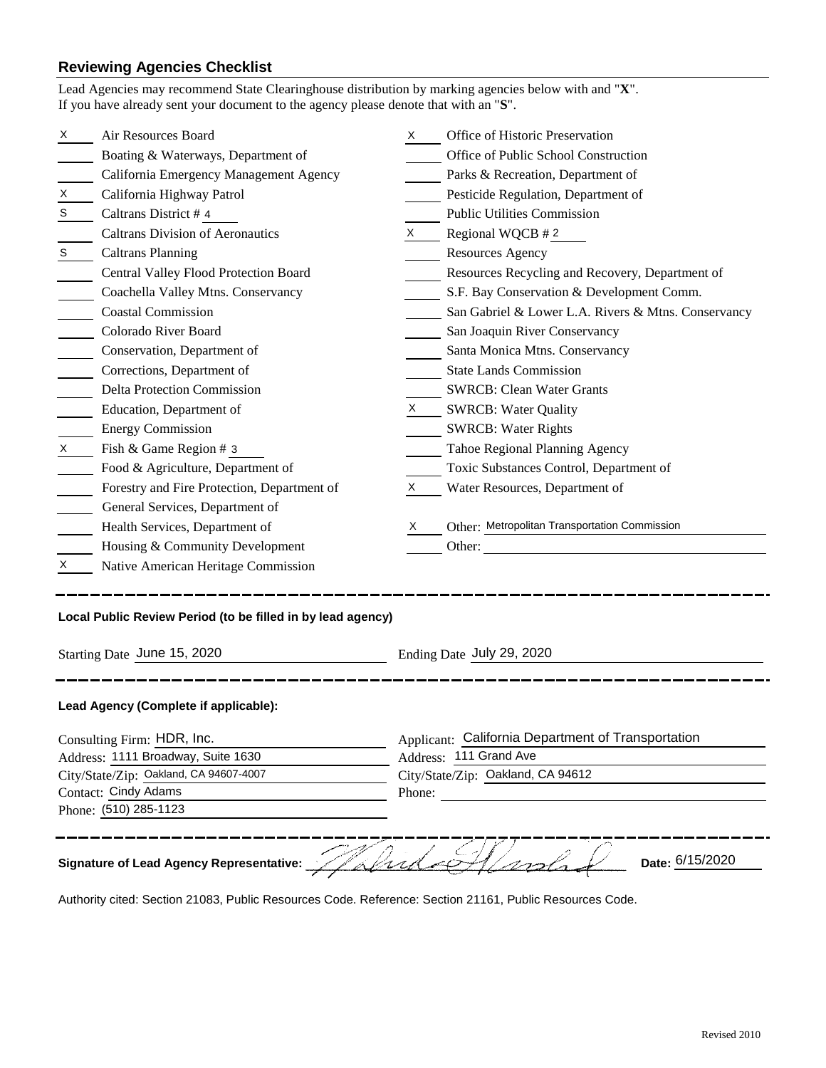## Reviewing Agencies Checklist

Lead Agencies may recommend State Clearinghouse distribution by marking agencies below with and "**X**".
If you have already sent your document to the agency please denote that with an "**S**".

| | | | |
|---|---|---|---|
| X | Air Resources Board | X | Office of Historic Preservation |
| | Boating & Waterways, Department of | | Office of Public School Construction |
| | California Emergency Management Agency | | Parks & Recreation, Department of |
| X | California Highway Patrol | | Pesticide Regulation, Department of |
| S | Caltrans District # 4 | | Public Utilities Commission |
| | Caltrans Division of Aeronautics | X | Regional WQCB # 2 |
| S | Caltrans Planning | | Resources Agency |
| | Central Valley Flood Protection Board | | Resources Recycling and Recovery, Department of |
| | Coachella Valley Mtns. Conservancy | | S.F. Bay Conservation & Development Comm. |
| | Coastal Commission | | San Gabriel & Lower L.A. Rivers & Mtns. Conservancy |
| | Colorado River Board | | San Joaquin River Conservancy |
| | Conservation, Department of | | Santa Monica Mtns. Conservancy |
| | Corrections, Department of | | State Lands Commission |
| | Delta Protection Commission | | SWRCB: Clean Water Grants |
| | Education, Department of | X | SWRCB: Water Quality |
| | Energy Commission | | SWRCB: Water Rights |
| X | Fish & Game Region # 3 | | Tahoe Regional Planning Agency |
| | Food & Agriculture, Department of | | Toxic Substances Control, Department of |
| | Forestry and Fire Protection, Department of | X | Water Resources, Department of |
| | General Services, Department of | | |
| | Health Services, Department of | X | Other: Metropolitan Transportation Commission |
| | Housing & Community Development | | Other: |
| X | Native American Heritage Commission | | |

**Local Public Review Period (to be filled in by lead agency)**

Starting Date June 15, 2020 Ending Date July 29, 2020

**Lead Agency (Complete if applicable):**

| | |
|---|---|
| Consulting Firm: HDR, Inc. | Applicant: California Department of Transportation |
| Address: 1111 Broadway, Suite 1630 | Address: 111 Grand Ave |
| City/State/Zip: Oakland, CA 94607-4007 | City/State/Zip: Oakland, CA 94612 |
| Contact: Cindy Adams | Phone: |
| Phone: (510) 285-1123 | |

**Signature of Lead Agency Representative:** [signature] **Date:** 6/15/2020

Authority cited: Section 21083, Public Resources Code. Reference: Section 21161, Public Resources Code.

Revised 2010